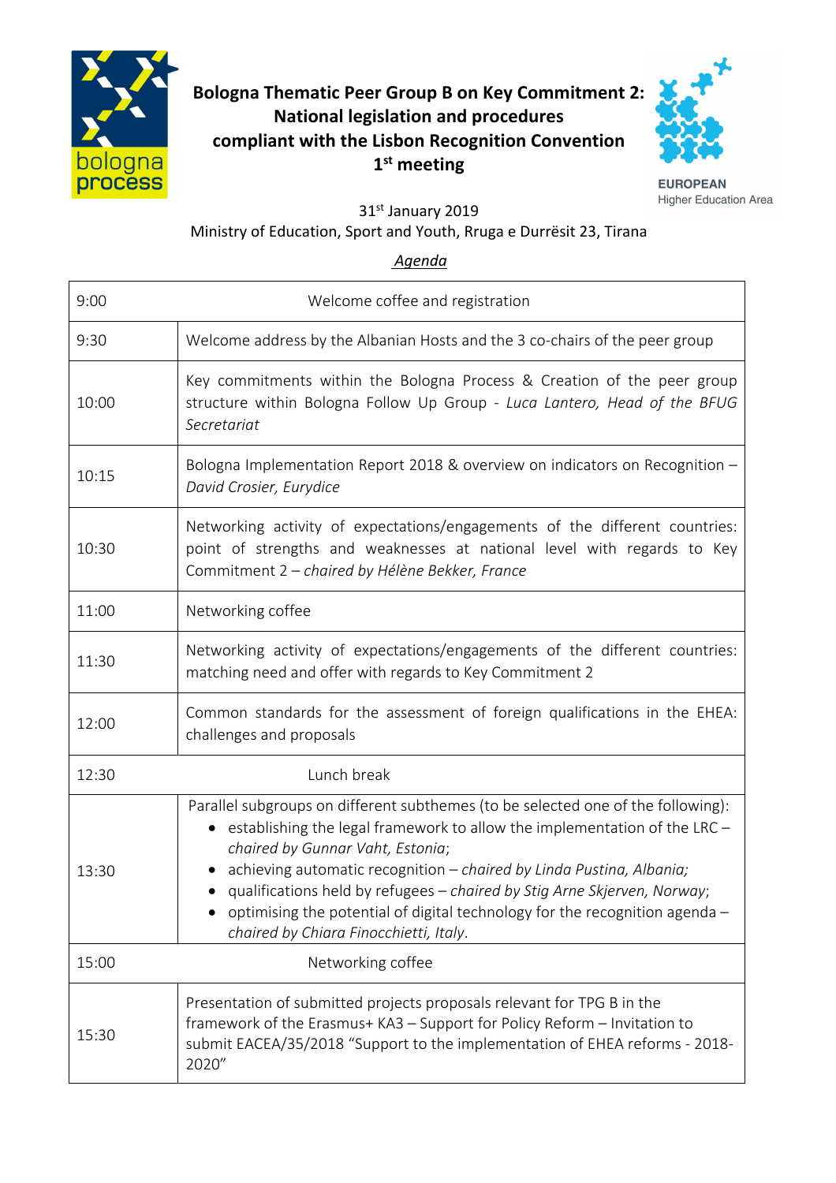# Bologna Thematic Peer Group B on Key Commitment 2: National legislation and procedures compliant with the Lisbon Recognition Convention 1st meeting

31st January 2019
Ministry of Education, Sport and Youth, Rruga e Durrësit 23, Tirana

*Agenda*

| Time | Session |
|---|---|
| 9:00 | Welcome coffee and registration |
| 9:30 | Welcome address by the Albanian Hosts and the 3 co-chairs of the peer group |
| 10:00 | Key commitments within the Bologna Process & Creation of the peer group structure within Bologna Follow Up Group - *Luca Lantero, Head of the BFUG Secretariat* |
| 10:15 | Bologna Implementation Report 2018 & overview on indicators on Recognition – *David Crosier, Eurydice* |
| 10:30 | Networking activity of expectations/engagements of the different countries: point of strengths and weaknesses at national level with regards to Key Commitment 2 – *chaired by Hélène Bekker, France* |
| 11:00 | Networking coffee |
| 11:30 | Networking activity of expectations/engagements of the different countries: matching need and offer with regards to Key Commitment 2 |
| 12:00 | Common standards for the assessment of foreign qualifications in the EHEA: challenges and proposals |
| 12:30 | Lunch break |
| 13:30 | Parallel subgroups on different subthemes (to be selected one of the following):<br>• establishing the legal framework to allow the implementation of the LRC – *chaired by Gunnar Vaht, Estonia*;<br>• achieving automatic recognition – *chaired by Linda Pustina, Albania;*<br>• qualifications held by refugees – *chaired by Stig Arne Skjerven, Norway*;<br>• optimising the potential of digital technology for the recognition agenda – *chaired by Chiara Finocchietti, Italy*. |
| 15:00 | Networking coffee |
| 15:30 | Presentation of submitted projects proposals relevant for TPG B in the framework of the Erasmus+ KA3 – Support for Policy Reform – Invitation to submit EACEA/35/2018 "Support to the implementation of EHEA reforms - 2018-2020" |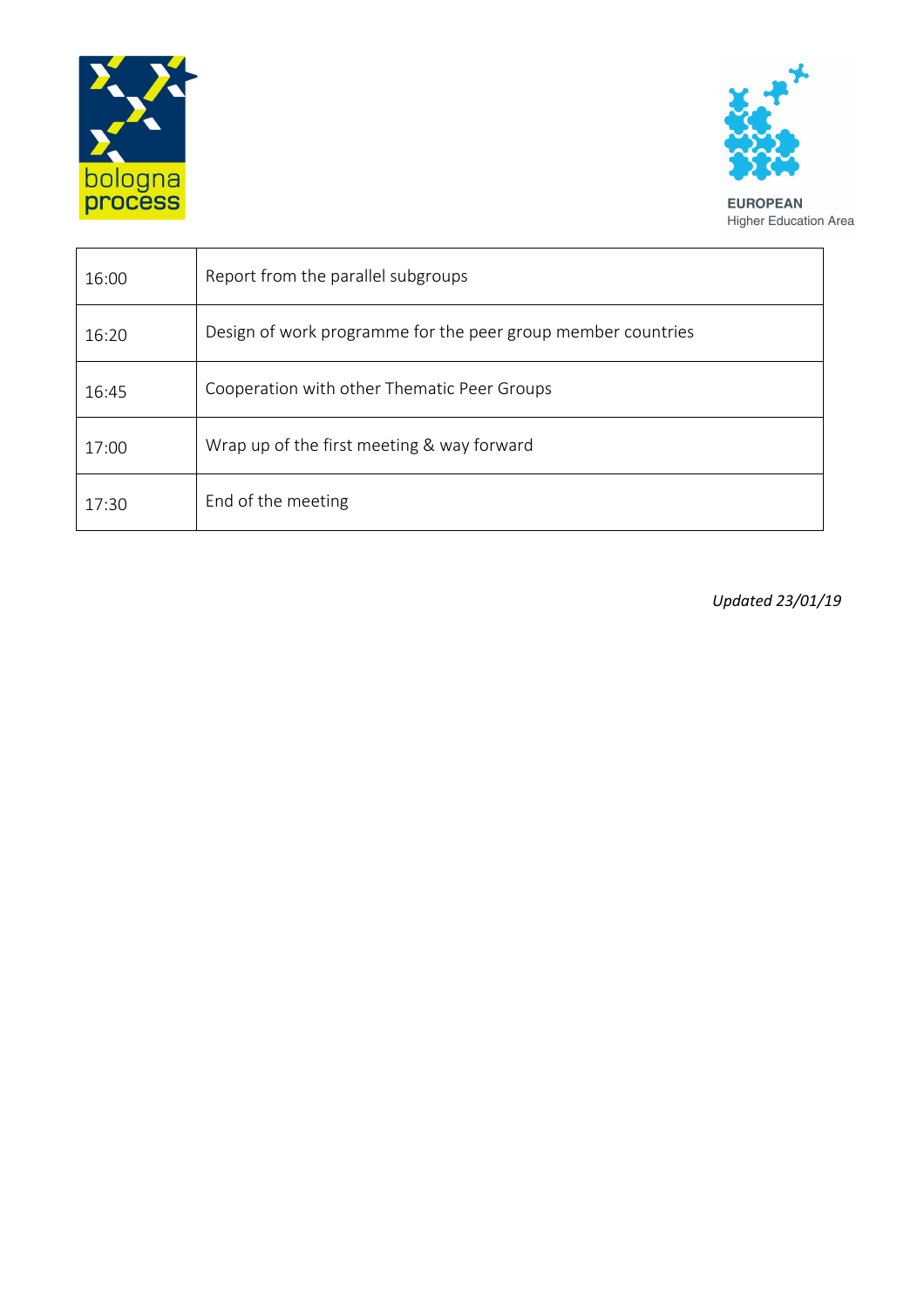| | |
|---|---|
| 16:00 | Report from the parallel subgroups |
| 16:20 | Design of work programme for the peer group member countries |
| 16:45 | Cooperation with other Thematic Peer Groups |
| 17:00 | Wrap up of the first meeting & way forward |
| 17:30 | End of the meeting |

*Updated 23/01/19*